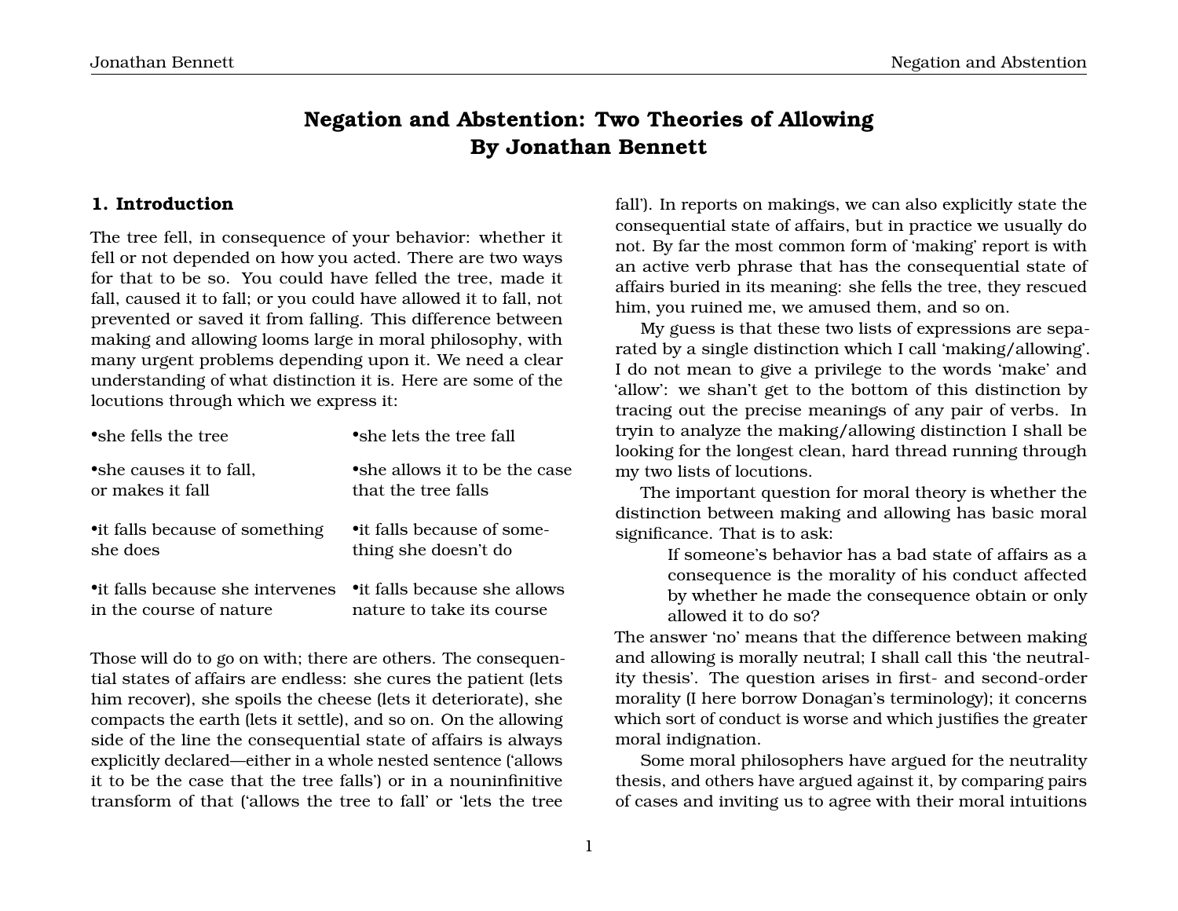# Negation and Abstention: Two Theories of Allowing
# By Jonathan Bennett

## 1. Introduction

The tree fell, in consequence of your behavior: whether it fell or not depended on how you acted. There are two ways for that to be so. You could have felled the tree, made it fall, caused it to fall; or you could have allowed it to fall, not prevented or saved it from falling. This difference between making and allowing looms large in moral philosophy, with many urgent problems depending upon it. We need a clear understanding of what distinction it is. Here are some of the locutions through which we express it:

| | |
|---|---|
| •she fells the tree | •she lets the tree fall |
| •she causes it to fall, or makes it fall | •she allows it to be the case that the tree falls |
| •it falls because of something she does | •it falls because of something she doesn't do |
| •it falls because she intervenes in the course of nature | •it falls because she allows nature to take its course |

Those will do to go on with; there are others. The consequential states of affairs are endless: she cures the patient (lets him recover), she spoils the cheese (lets it deteriorate), she compacts the earth (lets it settle), and so on. On the allowing side of the line the consequential state of affairs is always explicitly declared—either in a whole nested sentence ('allows it to be the case that the tree falls') or in a nouninfinitive transform of that ('allows the tree to fall' or 'lets the tree fall'). In reports on makings, we can also explicitly state the consequential state of affairs, but in practice we usually do not. By far the most common form of 'making' report is with an active verb phrase that has the consequential state of affairs buried in its meaning: she fells the tree, they rescued him, you ruined me, we amused them, and so on.

My guess is that these two lists of expressions are separated by a single distinction which I call 'making/allowing'. I do not mean to give a privilege to the words 'make' and 'allow': we shan't get to the bottom of this distinction by tracing out the precise meanings of any pair of verbs. In tryin to analyze the making/allowing distinction I shall be looking for the longest clean, hard thread running through my two lists of locutions.

The important question for moral theory is whether the distinction between making and allowing has basic moral significance. That is to ask:

> If someone's behavior has a bad state of affairs as a consequence is the morality of his conduct affected by whether he made the consequence obtain or only allowed it to do so?

The answer 'no' means that the difference between making and allowing is morally neutral; I shall call this 'the neutrality thesis'. The question arises in first- and second-order morality (I here borrow Donagan's terminology); it concerns which sort of conduct is worse and which justifies the greater moral indignation.

Some moral philosophers have argued for the neutrality thesis, and others have argued against it, by comparing pairs of cases and inviting us to agree with their moral intuitions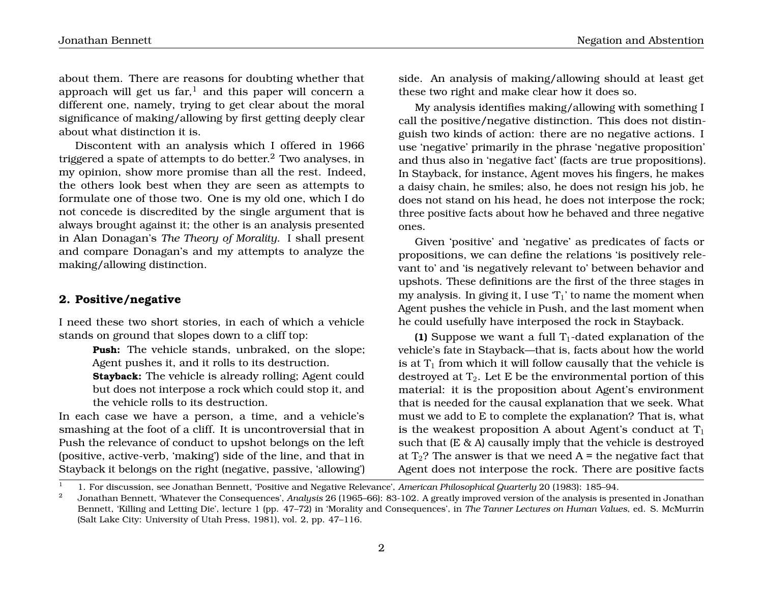about them. There are reasons for doubting whether that approach will get us far,[1] and this paper will concern a different one, namely, trying to get clear about the moral significance of making/allowing by first getting deeply clear about what distinction it is.

Discontent with an analysis which I offered in 1966 triggered a spate of attempts to do better.[2] Two analyses, in my opinion, show more promise than all the rest. Indeed, the others look best when they are seen as attempts to formulate one of those two. One is my old one, which I do not concede is discredited by the single argument that is always brought against it; the other is an analysis presented in Alan Donagan's *The Theory of Morality*. I shall present and compare Donagan's and my attempts to analyze the making/allowing distinction.

## 2. Positive/negative

I need these two short stories, in each of which a vehicle stands on ground that slopes down to a cliff top:

> **Push:** The vehicle stands, unbraked, on the slope; Agent pushes it, and it rolls to its destruction.
>
> **Stayback:** The vehicle is already rolling; Agent could but does not interpose a rock which could stop it, and the vehicle rolls to its destruction.

In each case we have a person, a time, and a vehicle's smashing at the foot of a cliff. It is uncontroversial that in Push the relevance of conduct to upshot belongs on the left (positive, active-verb, 'making') side of the line, and that in Stayback it belongs on the right (negative, passive, 'allowing') side. An analysis of making/allowing should at least get these two right and make clear how it does so.

My analysis identifies making/allowing with something I call the positive/negative distinction. This does not distinguish two kinds of action: there are no negative actions. I use 'negative' primarily in the phrase 'negative proposition' and thus also in 'negative fact' (facts are true propositions). In Stayback, for instance, Agent moves his fingers, he makes a daisy chain, he smiles; also, he does not resign his job, he does not stand on his head, he does not interpose the rock; three positive facts about how he behaved and three negative ones.

Given 'positive' and 'negative' as predicates of facts or propositions, we can define the relations 'is positively relevant to' and 'is negatively relevant to' between behavior and upshots. These definitions are the first of the three stages in my analysis. In giving it, I use '$T_1$' to name the moment when Agent pushes the vehicle in Push, and the last moment when he could usefully have interposed the rock in Stayback.

**(1)** Suppose we want a full $T_1$-dated explanation of the vehicle's fate in Stayback—that is, facts about how the world is at $T_1$ from which it will follow causally that the vehicle is destroyed at $T_2$. Let E be the environmental portion of this material: it is the proposition about Agent's environment that is needed for the causal explanation that we seek. What must we add to E to complete the explanation? That is, what is the weakest proposition A about Agent's conduct at $T_1$ such that (E & A) causally imply that the vehicle is destroyed at $T_2$? The answer is that we need A = the negative fact that Agent does not interpose the rock. There are positive facts

---

[1] 1. For discussion, see Jonathan Bennett, 'Positive and Negative Relevance', *American Philosophical Quarterly* 20 (1983): 185–94.

[2] Jonathan Bennett, 'Whatever the Consequences', *Analysis* 26 (1965–66): 83-102. A greatly improved version of the analysis is presented in Jonathan Bennett, 'Killing and Letting Die', lecture 1 (pp. 47–72) in 'Morality and Consequences', in *The Tanner Lectures on Human Values*, ed. S. McMurrin (Salt Lake City: University of Utah Press, 1981), vol. 2, pp. 47–116.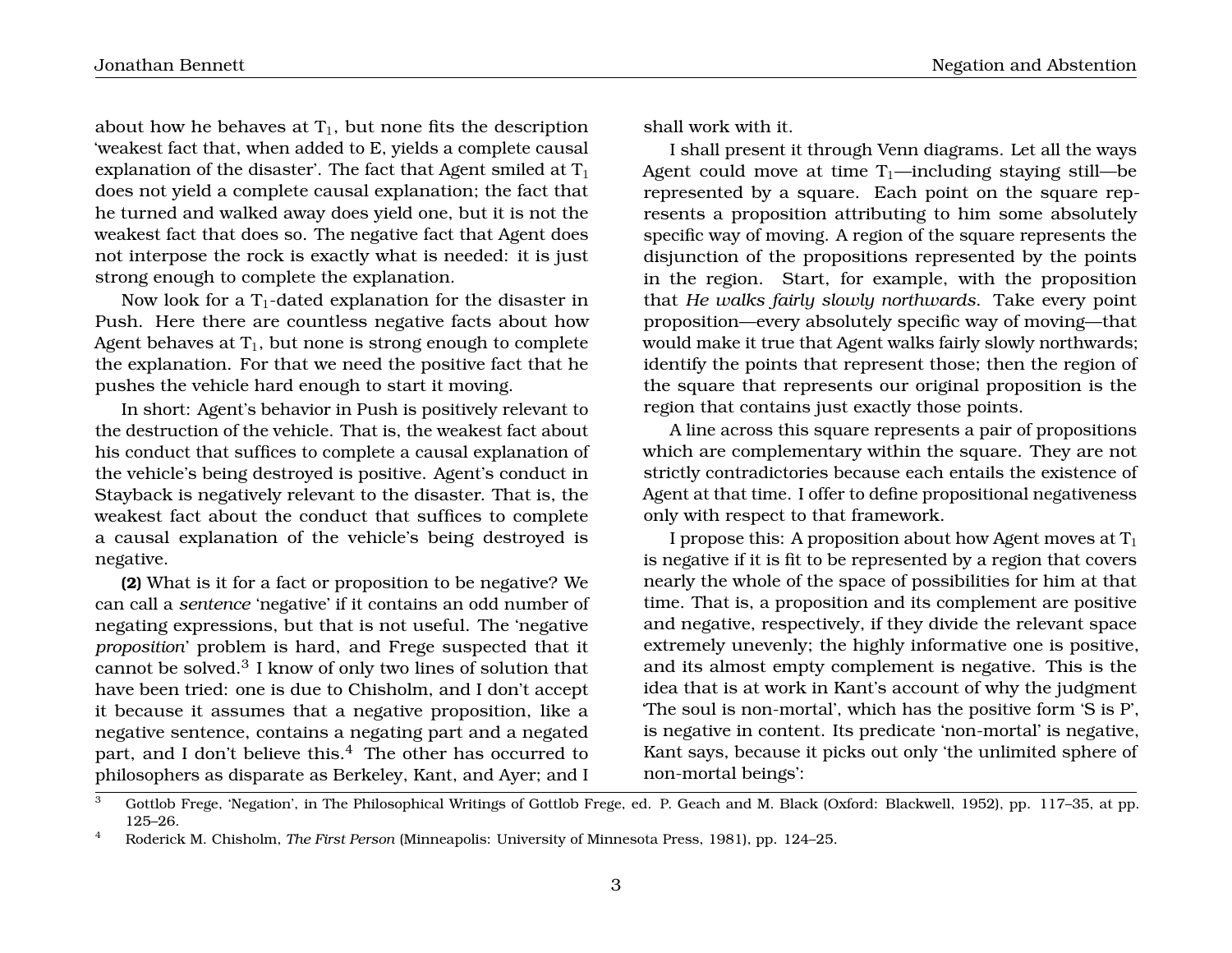about how he behaves at $T_1$, but none fits the description 'weakest fact that, when added to E, yields a complete causal explanation of the disaster'. The fact that Agent smiled at $T_1$ does not yield a complete causal explanation; the fact that he turned and walked away does yield one, but it is not the weakest fact that does so. The negative fact that Agent does not interpose the rock is exactly what is needed: it is just strong enough to complete the explanation.

Now look for a $T_1$-dated explanation for the disaster in Push. Here there are countless negative facts about how Agent behaves at $T_1$, but none is strong enough to complete the explanation. For that we need the positive fact that he pushes the vehicle hard enough to start it moving.

In short: Agent's behavior in Push is positively relevant to the destruction of the vehicle. That is, the weakest fact about his conduct that suffices to complete a causal explanation of the vehicle's being destroyed is positive. Agent's conduct in Stayback is negatively relevant to the disaster. That is, the weakest fact about the conduct that suffices to complete a causal explanation of the vehicle's being destroyed is negative.

**(2)** What is it for a fact or proposition to be negative? We can call a *sentence* 'negative' if it contains an odd number of negating expressions, but that is not useful. The 'negative *proposition*' problem is hard, and Frege suspected that it cannot be solved.[3] I know of only two lines of solution that have been tried: one is due to Chisholm, and I don't accept it because it assumes that a negative proposition, like a negative sentence, contains a negating part and a negated part, and I don't believe this.[4] The other has occurred to philosophers as disparate as Berkeley, Kant, and Ayer; and I shall work with it.

I shall present it through Venn diagrams. Let all the ways Agent could move at time $T_1$—including staying still—be represented by a square. Each point on the square represents a proposition attributing to him some absolutely specific way of moving. A region of the square represents the disjunction of the propositions represented by the points in the region. Start, for example, with the proposition that *He walks fairly slowly northwards*. Take every point proposition—every absolutely specific way of moving—that would make it true that Agent walks fairly slowly northwards; identify the points that represent those; then the region of the square that represents our original proposition is the region that contains just exactly those points.

A line across this square represents a pair of propositions which are complementary within the square. They are not strictly contradictories because each entails the existence of Agent at that time. I offer to define propositional negativeness only with respect to that framework.

I propose this: A proposition about how Agent moves at $T_1$ is negative if it is fit to be represented by a region that covers nearly the whole of the space of possibilities for him at that time. That is, a proposition and its complement are positive and negative, respectively, if they divide the relevant space extremely unevenly; the highly informative one is positive, and its almost empty complement is negative. This is the idea that is at work in Kant's account of why the judgment 'The soul is non-mortal', which has the positive form 'S is P', is negative in content. Its predicate 'non-mortal' is negative, Kant says, because it picks out only 'the unlimited sphere of non-mortal beings':

---

[3] Gottlob Frege, 'Negation', in The Philosophical Writings of Gottlob Frege, ed. P. Geach and M. Black (Oxford: Blackwell, 1952), pp. 117–35, at pp. 125–26.

[4] Roderick M. Chisholm, *The First Person* (Minneapolis: University of Minnesota Press, 1981), pp. 124–25.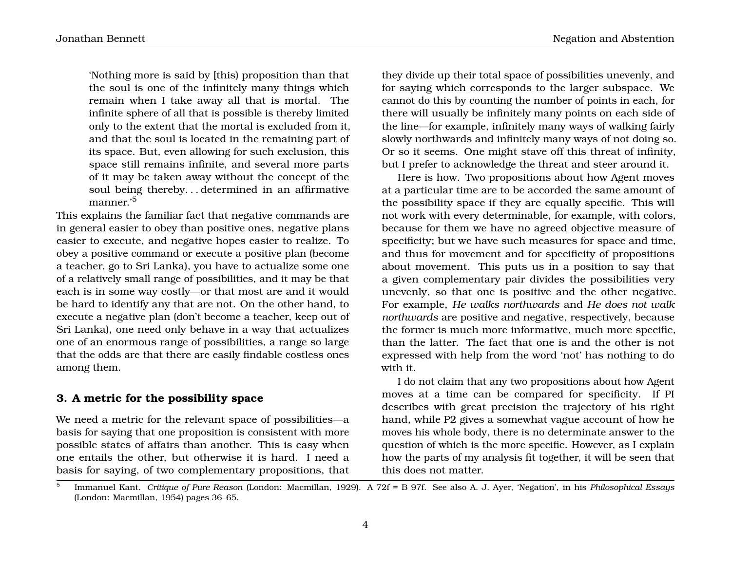> 'Nothing more is said by [this] proposition than that the soul is one of the infinitely many things which remain when I take away all that is mortal. The infinite sphere of all that is possible is thereby limited only to the extent that the mortal is excluded from it, and that the soul is located in the remaining part of its space. But, even allowing for such exclusion, this space still remains infinite, and several more parts of it may be taken away without the concept of the soul being thereby. . . determined in an affirmative manner.'[5]

This explains the familiar fact that negative commands are in general easier to obey than positive ones, negative plans easier to execute, and negative hopes easier to realize. To obey a positive command or execute a positive plan (become a teacher, go to Sri Lanka), you have to actualize some one of a relatively small range of possibilities, and it may be that each is in some way costly—or that most are and it would be hard to identify any that are not. On the other hand, to execute a negative plan (don't become a teacher, keep out of Sri Lanka), one need only behave in a way that actualizes one of an enormous range of possibilities, a range so large that the odds are that there are easily findable costless ones among them.

## 3. A metric for the possibility space

We need a metric for the relevant space of possibilities—a basis for saying that one proposition is consistent with more possible states of affairs than another. This is easy when one entails the other, but otherwise it is hard. I need a basis for saying, of two complementary propositions, that they divide up their total space of possibilities unevenly, and for saying which corresponds to the larger subspace. We cannot do this by counting the number of points in each, for there will usually be infinitely many points on each side of the line—for example, infinitely many ways of walking fairly slowly northwards and infinitely many ways of not doing so. Or so it seems. One might stave off this threat of infinity, but I prefer to acknowledge the threat and steer around it.

Here is how. Two propositions about how Agent moves at a particular time are to be accorded the same amount of the possibility space if they are equally specific. This will not work with every determinable, for example, with colors, because for them we have no agreed objective measure of specificity; but we have such measures for space and time, and thus for movement and for specificity of propositions about movement. This puts us in a position to say that a given complementary pair divides the possibilities very unevenly, so that one is positive and the other negative. For example, *He walks northwards* and *He does not walk northwards* are positive and negative, respectively, because the former is much more informative, much more specific, than the latter. The fact that one is and the other is not expressed with help from the word 'not' has nothing to do with it.

I do not claim that any two propositions about how Agent moves at a time can be compared for specificity. If PI describes with great precision the trajectory of his right hand, while P2 gives a somewhat vague account of how he moves his whole body, there is no determinate answer to the question of which is the more specific. However, as I explain how the parts of my analysis fit together, it will be seen that this does not matter.

---

[5] Immanuel Kant. *Critique of Pure Reason* (London: Macmillan, 1929). A 72f = B 97f. See also A. J. Ayer, 'Negation', in his *Philosophical Essays* (London: Macmillan, 1954) pages 36–65.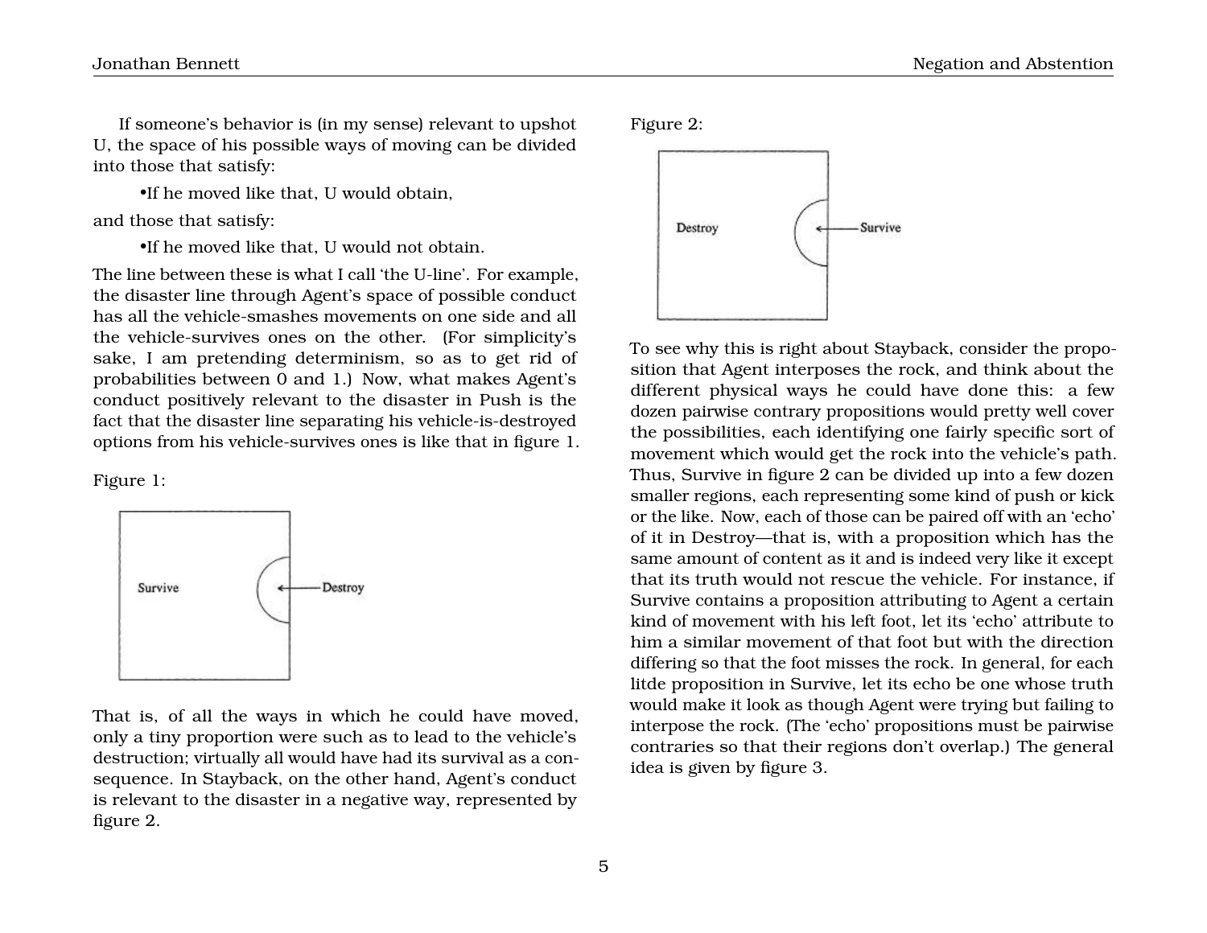If someone's behavior is (in my sense) relevant to upshot U, the space of his possible ways of moving can be divided into those that satisfy:

- If he moved like that, U would obtain,

and those that satisfy:

- If he moved like that, U would not obtain.

The line between these is what I call 'the U-line'. For example, the disaster line through Agent's space of possible conduct has all the vehicle-smashes movements on one side and all the vehicle-survives ones on the other. (For simplicity's sake, I am pretending determinism, so as to get rid of probabilities between 0 and 1.) Now, what makes Agent's conduct positively relevant to the disaster in Push is the fact that the disaster line separating his vehicle-is-destroyed options from his vehicle-survives ones is like that in figure 1.

Figure 1:

Survive

Destroy

That is, of all the ways in which he could have moved, only a tiny proportion were such as to lead to the vehicle's destruction; virtually all would have had its survival as a consequence. In Stayback, on the other hand, Agent's conduct is relevant to the disaster in a negative way, represented by figure 2.

Figure 2:

Destroy

Survive

To see why this is right about Stayback, consider the proposition that Agent interposes the rock, and think about the different physical ways he could have done this: a few dozen pairwise contrary propositions would pretty well cover the possibilities, each identifying one fairly specific sort of movement which would get the rock into the vehicle's path. Thus, Survive in figure 2 can be divided up into a few dozen smaller regions, each representing some kind of push or kick or the like. Now, each of those can be paired off with an 'echo' of it in Destroy—that is, with a proposition which has the same amount of content as it and is indeed very like it except that its truth would not rescue the vehicle. For instance, if Survive contains a proposition attributing to Agent a certain kind of movement with his left foot, let its 'echo' attribute to him a similar movement of that foot but with the direction differing so that the foot misses the rock. In general, for each litde proposition in Survive, let its echo be one whose truth would make it look as though Agent were trying but failing to interpose the rock. (The 'echo' propositions must be pairwise contraries so that their regions don't overlap.) The general idea is given by figure 3.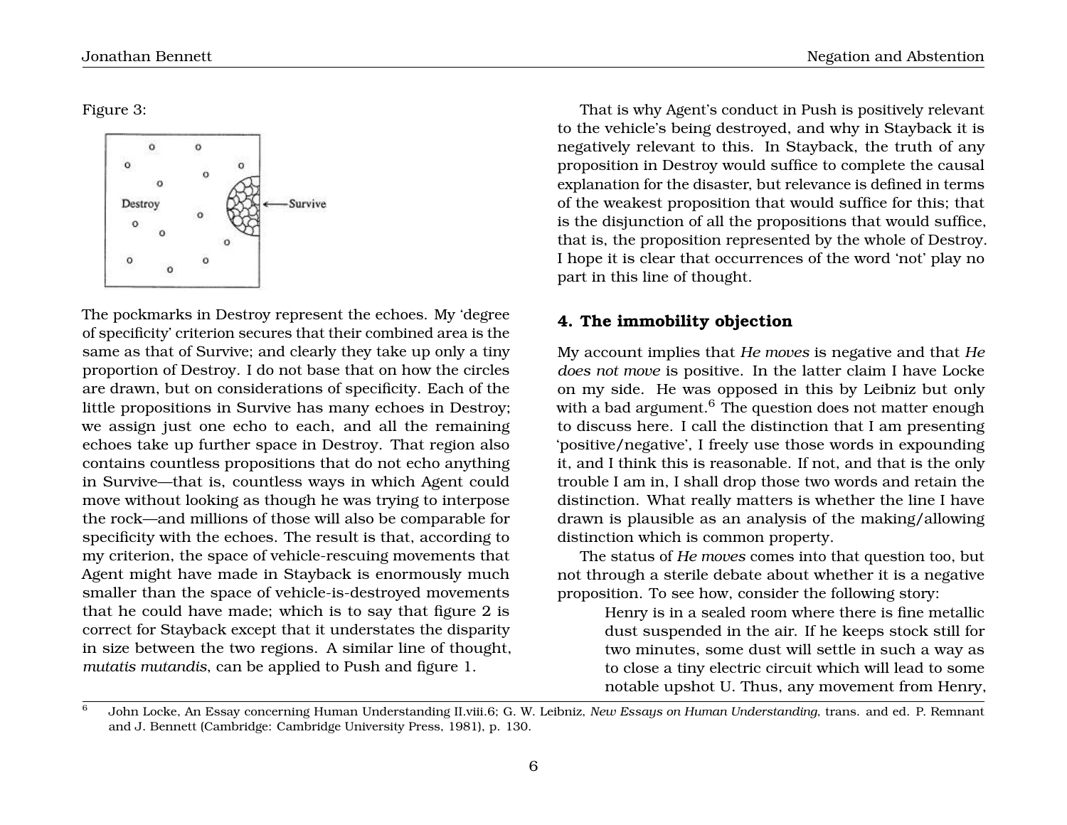Figure 3:

Destroy

Survive

The pockmarks in Destroy represent the echoes. My 'degree of specificity' criterion secures that their combined area is the same as that of Survive; and clearly they take up only a tiny proportion of Destroy. I do not base that on how the circles are drawn, but on considerations of specificity. Each of the little propositions in Survive has many echoes in Destroy; we assign just one echo to each, and all the remaining echoes take up further space in Destroy. That region also contains countless propositions that do not echo anything in Survive—that is, countless ways in which Agent could move without looking as though he was trying to interpose the rock—and millions of those will also be comparable for specificity with the echoes. The result is that, according to my criterion, the space of vehicle-rescuing movements that Agent might have made in Stayback is enormously much smaller than the space of vehicle-is-destroyed movements that he could have made; which is to say that figure 2 is correct for Stayback except that it understates the disparity in size between the two regions. A similar line of thought, *mutatis mutandis*, can be applied to Push and figure 1.

That is why Agent's conduct in Push is positively relevant to the vehicle's being destroyed, and why in Stayback it is negatively relevant to this. In Stayback, the truth of any proposition in Destroy would suffice to complete the causal explanation for the disaster, but relevance is defined in terms of the weakest proposition that would suffice for this; that is the disjunction of all the propositions that would suffice, that is, the proposition represented by the whole of Destroy. I hope it is clear that occurrences of the word 'not' play no part in this line of thought.

## 4. The immobility objection

My account implies that *He moves* is negative and that *He does not move* is positive. In the latter claim I have Locke on my side. He was opposed in this by Leibniz but only with a bad argument.[6] The question does not matter enough to discuss here. I call the distinction that I am presenting 'positive/negative', I freely use those words in expounding it, and I think this is reasonable. If not, and that is the only trouble I am in, I shall drop those two words and retain the distinction. What really matters is whether the line I have drawn is plausible as an analysis of the making/allowing distinction which is common property.

The status of *He moves* comes into that question too, but not through a sterile debate about whether it is a negative proposition. To see how, consider the following story:

> Henry is in a sealed room where there is fine metallic dust suspended in the air. If he keeps stock still for two minutes, some dust will settle in such a way as to close a tiny electric circuit which will lead to some notable upshot U. Thus, any movement from Henry,

[6] John Locke, An Essay concerning Human Understanding II.viii.6; G. W. Leibniz, *New Essays on Human Understanding*, trans. and ed. P. Remnant and J. Bennett (Cambridge: Cambridge University Press, 1981), p. 130.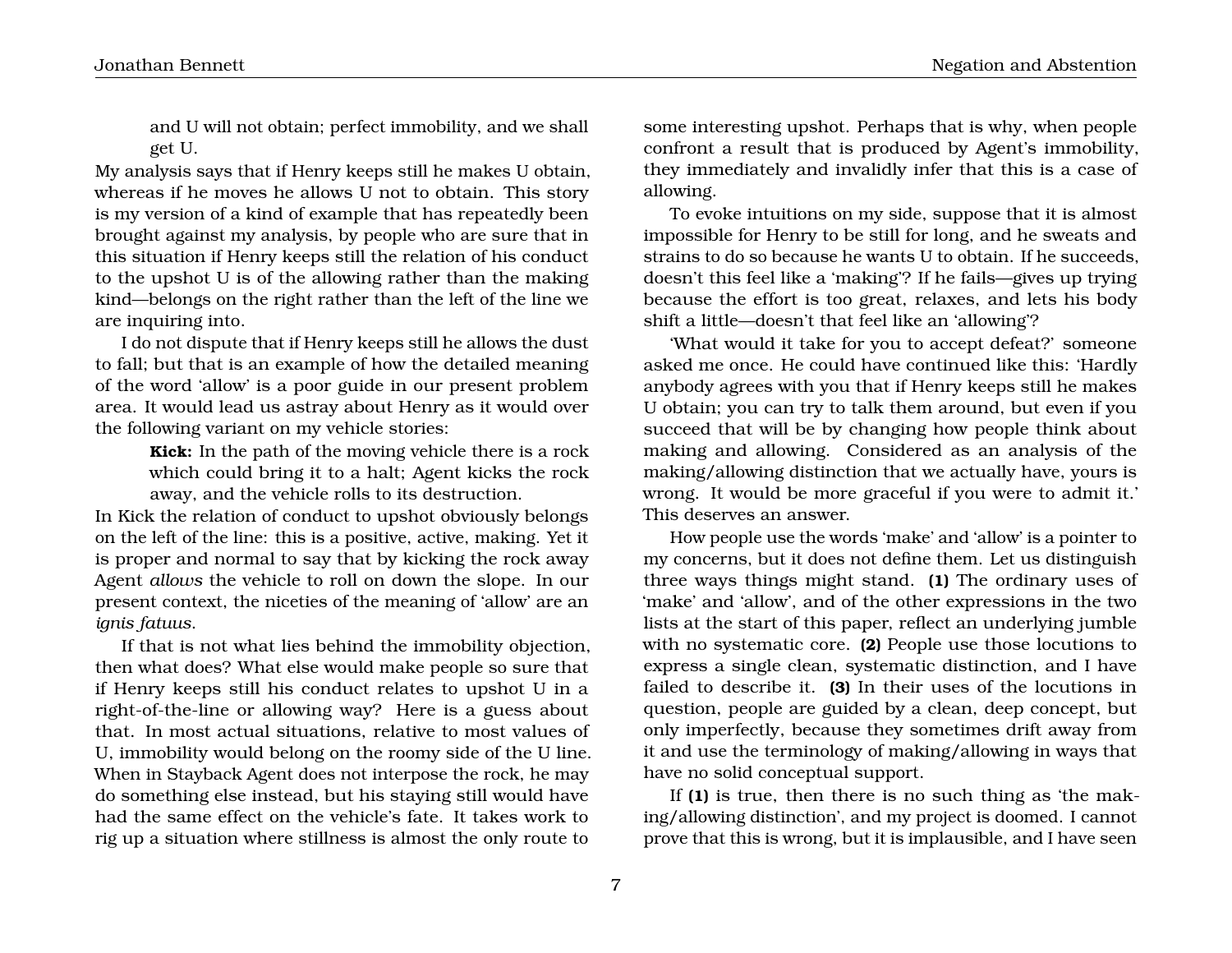and U will not obtain; perfect immobility, and we shall get U.

My analysis says that if Henry keeps still he makes U obtain, whereas if he moves he allows U not to obtain. This story is my version of a kind of example that has repeatedly been brought against my analysis, by people who are sure that in this situation if Henry keeps still the relation of his conduct to the upshot U is of the allowing rather than the making kind—belongs on the right rather than the left of the line we are inquiring into.

I do not dispute that if Henry keeps still he allows the dust to fall; but that is an example of how the detailed meaning of the word 'allow' is a poor guide in our present problem area. It would lead us astray about Henry as it would over the following variant on my vehicle stories:

> **Kick:** In the path of the moving vehicle there is a rock which could bring it to a halt; Agent kicks the rock away, and the vehicle rolls to its destruction.

In Kick the relation of conduct to upshot obviously belongs on the left of the line: this is a positive, active, making. Yet it is proper and normal to say that by kicking the rock away Agent *allows* the vehicle to roll on down the slope. In our present context, the niceties of the meaning of 'allow' are an *ignis fatuus*.

If that is not what lies behind the immobility objection, then what does? What else would make people so sure that if Henry keeps still his conduct relates to upshot U in a right-of-the-line or allowing way? Here is a guess about that. In most actual situations, relative to most values of U, immobility would belong on the roomy side of the U line. When in Stayback Agent does not interpose the rock, he may do something else instead, but his staying still would have had the same effect on the vehicle's fate. It takes work to rig up a situation where stillness is almost the only route to some interesting upshot. Perhaps that is why, when people confront a result that is produced by Agent's immobility, they immediately and invalidly infer that this is a case of allowing.

To evoke intuitions on my side, suppose that it is almost impossible for Henry to be still for long, and he sweats and strains to do so because he wants U to obtain. If he succeeds, doesn't this feel like a 'making'? If he fails—gives up trying because the effort is too great, relaxes, and lets his body shift a little—doesn't that feel like an 'allowing'?

'What would it take for you to accept defeat?' someone asked me once. He could have continued like this: 'Hardly anybody agrees with you that if Henry keeps still he makes U obtain; you can try to talk them around, but even if you succeed that will be by changing how people think about making and allowing. Considered as an analysis of the making/allowing distinction that we actually have, yours is wrong. It would be more graceful if you were to admit it.' This deserves an answer.

How people use the words 'make' and 'allow' is a pointer to my concerns, but it does not define them. Let us distinguish three ways things might stand. **(1)** The ordinary uses of 'make' and 'allow', and of the other expressions in the two lists at the start of this paper, reflect an underlying jumble with no systematic core. **(2)** People use those locutions to express a single clean, systematic distinction, and I have failed to describe it. **(3)** In their uses of the locutions in question, people are guided by a clean, deep concept, but only imperfectly, because they sometimes drift away from it and use the terminology of making/allowing in ways that have no solid conceptual support.

If **(1)** is true, then there is no such thing as 'the making/allowing distinction', and my project is doomed. I cannot prove that this is wrong, but it is implausible, and I have seen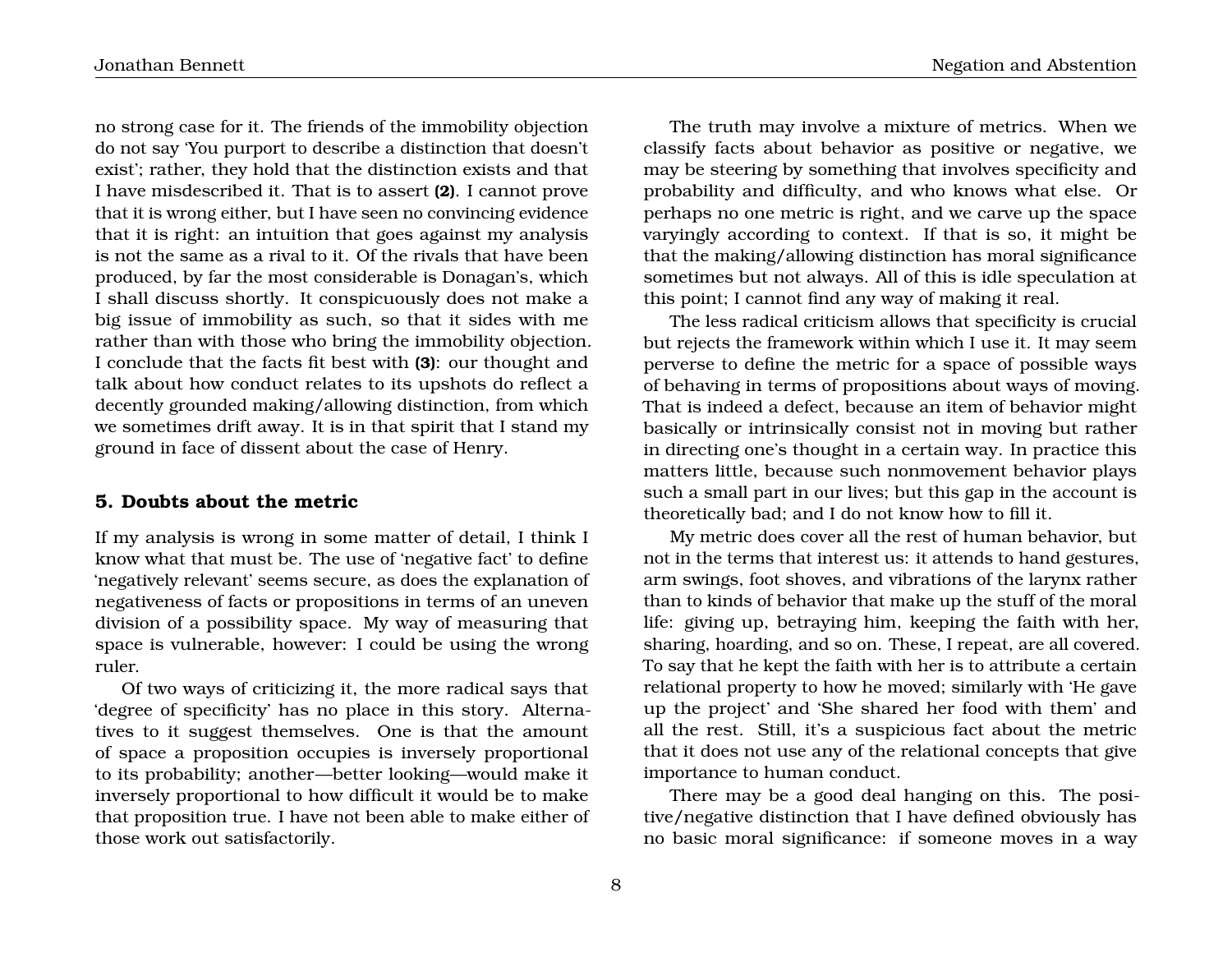no strong case for it. The friends of the immobility objection do not say 'You purport to describe a distinction that doesn't exist'; rather, they hold that the distinction exists and that I have misdescribed it. That is to assert **(2)**. I cannot prove that it is wrong either, but I have seen no convincing evidence that it is right: an intuition that goes against my analysis is not the same as a rival to it. Of the rivals that have been produced, by far the most considerable is Donagan's, which I shall discuss shortly. It conspicuously does not make a big issue of immobility as such, so that it sides with me rather than with those who bring the immobility objection. I conclude that the facts fit best with **(3)**: our thought and talk about how conduct relates to its upshots do reflect a decently grounded making/allowing distinction, from which we sometimes drift away. It is in that spirit that I stand my ground in face of dissent about the case of Henry.

## 5. Doubts about the metric

If my analysis is wrong in some matter of detail, I think I know what that must be. The use of 'negative fact' to define 'negatively relevant' seems secure, as does the explanation of negativeness of facts or propositions in terms of an uneven division of a possibility space. My way of measuring that space is vulnerable, however: I could be using the wrong ruler.

Of two ways of criticizing it, the more radical says that 'degree of specificity' has no place in this story. Alternatives to it suggest themselves. One is that the amount of space a proposition occupies is inversely proportional to its probability; another—better looking—would make it inversely proportional to how difficult it would be to make that proposition true. I have not been able to make either of those work out satisfactorily.

The truth may involve a mixture of metrics. When we classify facts about behavior as positive or negative, we may be steering by something that involves specificity and probability and difficulty, and who knows what else. Or perhaps no one metric is right, and we carve up the space varyingly according to context. If that is so, it might be that the making/allowing distinction has moral significance sometimes but not always. All of this is idle speculation at this point; I cannot find any way of making it real.

The less radical criticism allows that specificity is crucial but rejects the framework within which I use it. It may seem perverse to define the metric for a space of possible ways of behaving in terms of propositions about ways of moving. That is indeed a defect, because an item of behavior might basically or intrinsically consist not in moving but rather in directing one's thought in a certain way. In practice this matters little, because such nonmovement behavior plays such a small part in our lives; but this gap in the account is theoretically bad; and I do not know how to fill it.

My metric does cover all the rest of human behavior, but not in the terms that interest us: it attends to hand gestures, arm swings, foot shoves, and vibrations of the larynx rather than to kinds of behavior that make up the stuff of the moral life: giving up, betraying him, keeping the faith with her, sharing, hoarding, and so on. These, I repeat, are all covered. To say that he kept the faith with her is to attribute a certain relational property to how he moved; similarly with 'He gave up the project' and 'She shared her food with them' and all the rest. Still, it's a suspicious fact about the metric that it does not use any of the relational concepts that give importance to human conduct.

There may be a good deal hanging on this. The positive/negative distinction that I have defined obviously has no basic moral significance: if someone moves in a way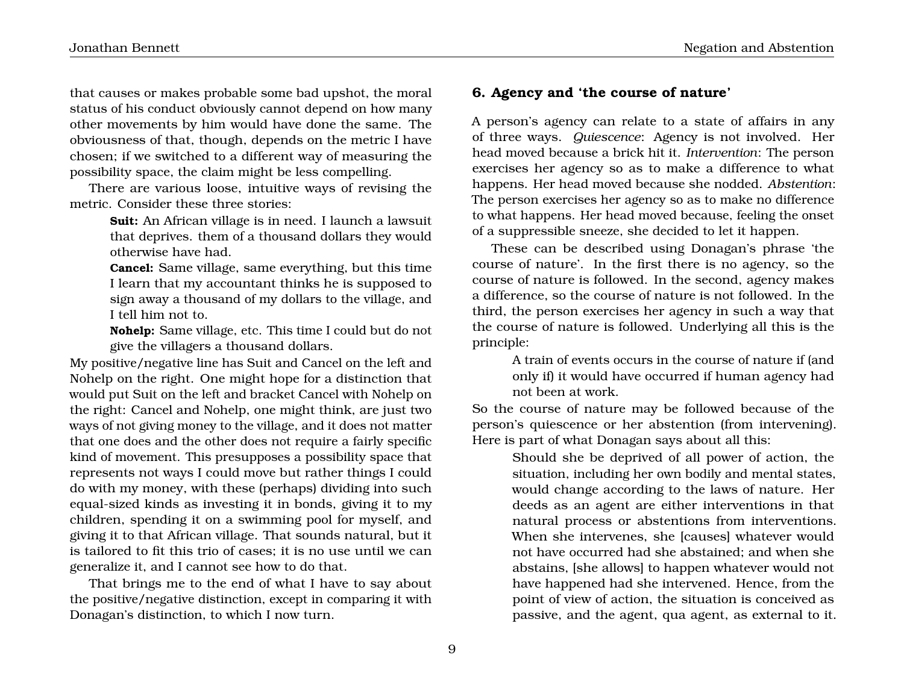that causes or makes probable some bad upshot, the moral status of his conduct obviously cannot depend on how many other movements by him would have done the same. The obviousness of that, though, depends on the metric I have chosen; if we switched to a different way of measuring the possibility space, the claim might be less compelling.

There are various loose, intuitive ways of revising the metric. Consider these three stories:

> **Suit:** An African village is in need. I launch a lawsuit that deprives. them of a thousand dollars they would otherwise have had.
>
> **Cancel:** Same village, same everything, but this time I learn that my accountant thinks he is supposed to sign away a thousand of my dollars to the village, and I tell him not to.
>
> **Nohelp:** Same village, etc. This time I could but do not give the villagers a thousand dollars.

My positive/negative line has Suit and Cancel on the left and Nohelp on the right. One might hope for a distinction that would put Suit on the left and bracket Cancel with Nohelp on the right: Cancel and Nohelp, one might think, are just two ways of not giving money to the village, and it does not matter that one does and the other does not require a fairly specific kind of movement. This presupposes a possibility space that represents not ways I could move but rather things I could do with my money, with these (perhaps) dividing into such equal-sized kinds as investing it in bonds, giving it to my children, spending it on a swimming pool for myself, and giving it to that African village. That sounds natural, but it is tailored to fit this trio of cases; it is no use until we can generalize it, and I cannot see how to do that.

That brings me to the end of what I have to say about the positive/negative distinction, except in comparing it with Donagan's distinction, to which I now turn.

## 6. Agency and 'the course of nature'

A person's agency can relate to a state of affairs in any of three ways. *Quiescence*: Agency is not involved. Her head moved because a brick hit it. *Intervention*: The person exercises her agency so as to make a difference to what happens. Her head moved because she nodded. *Abstention*: The person exercises her agency so as to make no difference to what happens. Her head moved because, feeling the onset of a suppressible sneeze, she decided to let it happen.

These can be described using Donagan's phrase 'the course of nature'. In the first there is no agency, so the course of nature is followed. In the second, agency makes a difference, so the course of nature is not followed. In the third, the person exercises her agency in such a way that the course of nature is followed. Underlying all this is the principle:

> A train of events occurs in the course of nature if (and only if) it would have occurred if human agency had not been at work.

So the course of nature may be followed because of the person's quiescence or her abstention (from intervening). Here is part of what Donagan says about all this:

> Should she be deprived of all power of action, the situation, including her own bodily and mental states, would change according to the laws of nature. Her deeds as an agent are either interventions in that natural process or abstentions from interventions. When she intervenes, she [causes] whatever would not have occurred had she abstained; and when she abstains, [she allows] to happen whatever would not have happened had she intervened. Hence, from the point of view of action, the situation is conceived as passive, and the agent, qua agent, as external to it.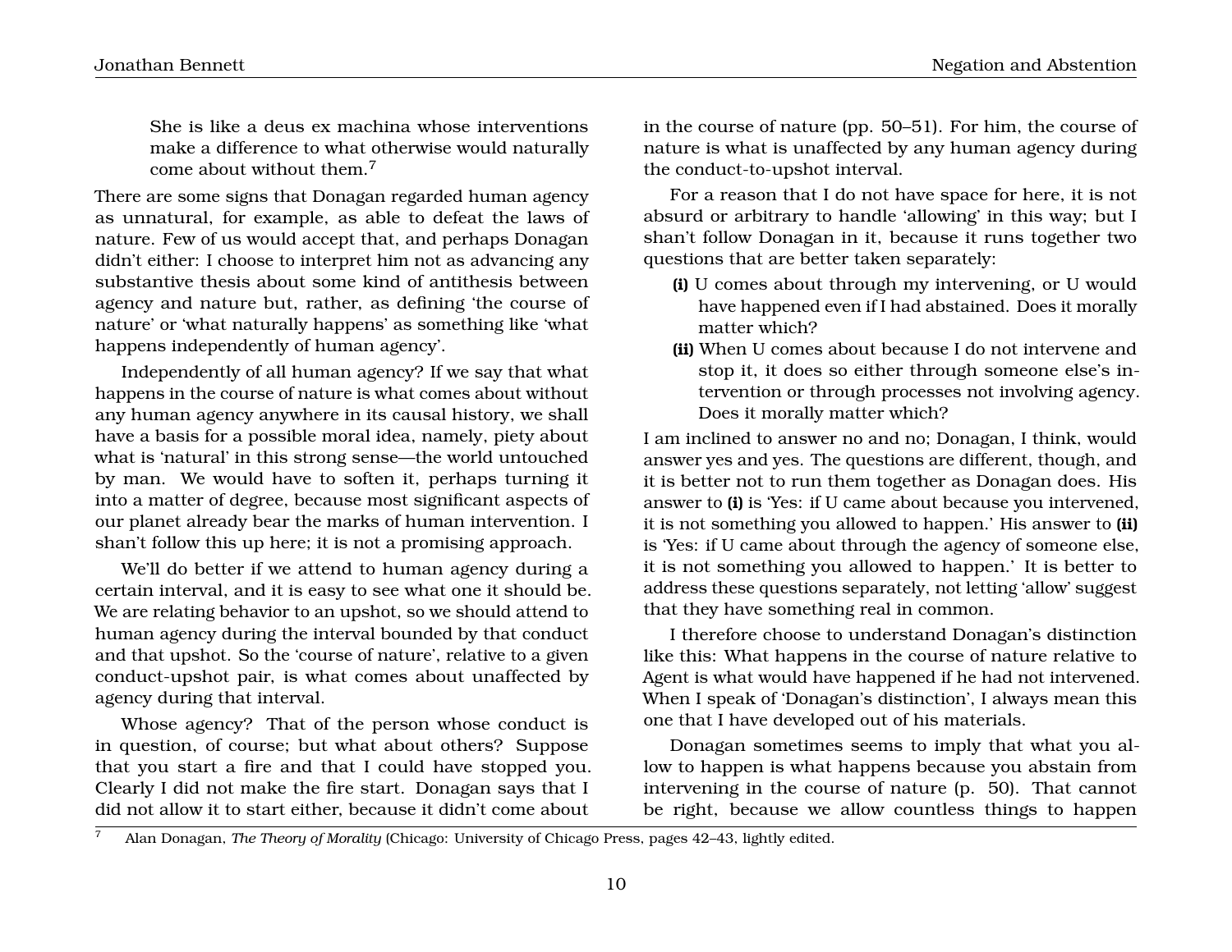> She is like a deus ex machina whose interventions make a difference to what otherwise would naturally come about without them.[7]

There are some signs that Donagan regarded human agency as unnatural, for example, as able to defeat the laws of nature. Few of us would accept that, and perhaps Donagan didn't either: I choose to interpret him not as advancing any substantive thesis about some kind of antithesis between agency and nature but, rather, as defining 'the course of nature' or 'what naturally happens' as something like 'what happens independently of human agency'.

Independently of all human agency? If we say that what happens in the course of nature is what comes about without any human agency anywhere in its causal history, we shall have a basis for a possible moral idea, namely, piety about what is 'natural' in this strong sense—the world untouched by man. We would have to soften it, perhaps turning it into a matter of degree, because most significant aspects of our planet already bear the marks of human intervention. I shan't follow this up here; it is not a promising approach.

We'll do better if we attend to human agency during a certain interval, and it is easy to see what one it should be. We are relating behavior to an upshot, so we should attend to human agency during the interval bounded by that conduct and that upshot. So the 'course of nature', relative to a given conduct-upshot pair, is what comes about unaffected by agency during that interval.

Whose agency? That of the person whose conduct is in question, of course; but what about others? Suppose that you start a fire and that I could have stopped you. Clearly I did not make the fire start. Donagan says that I did not allow it to start either, because it didn't come about in the course of nature (pp. 50–51). For him, the course of nature is what is unaffected by any human agency during the conduct-to-upshot interval.

For a reason that I do not have space for here, it is not absurd or arbitrary to handle 'allowing' in this way; but I shan't follow Donagan in it, because it runs together two questions that are better taken separately:

- **(i)** U comes about through my intervening, or U would have happened even if I had abstained. Does it morally matter which?
- **(ii)** When U comes about because I do not intervene and stop it, it does so either through someone else's intervention or through processes not involving agency. Does it morally matter which?

I am inclined to answer no and no; Donagan, I think, would answer yes and yes. The questions are different, though, and it is better not to run them together as Donagan does. His answer to **(i)** is 'Yes: if U came about because you intervened, it is not something you allowed to happen.' His answer to **(ii)** is 'Yes: if U came about through the agency of someone else, it is not something you allowed to happen.' It is better to address these questions separately, not letting 'allow' suggest that they have something real in common.

I therefore choose to understand Donagan's distinction like this: What happens in the course of nature relative to Agent is what would have happened if he had not intervened. When I speak of 'Donagan's distinction', I always mean this one that I have developed out of his materials.

Donagan sometimes seems to imply that what you allow to happen is what happens because you abstain from intervening in the course of nature (p. 50). That cannot be right, because we allow countless things to happen

[7] Alan Donagan, *The Theory of Morality* (Chicago: University of Chicago Press, pages 42–43, lightly edited.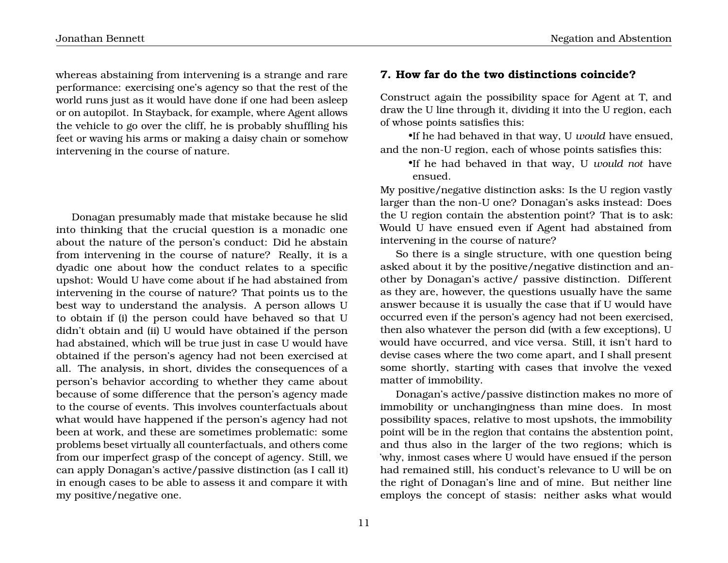whereas abstaining from intervening is a strange and rare performance: exercising one's agency so that the rest of the world runs just as it would have done if one had been asleep or on autopilot. In Stayback, for example, where Agent allows the vehicle to go over the cliff, he is probably shuffling his feet or waving his arms or making a daisy chain or somehow intervening in the course of nature.

Donagan presumably made that mistake because he slid into thinking that the crucial question is a monadic one about the nature of the person's conduct: Did he abstain from intervening in the course of nature? Really, it is a dyadic one about how the conduct relates to a specific upshot: Would U have come about if he had abstained from intervening in the course of nature? That points us to the best way to understand the analysis. A person allows U to obtain if (i) the person could have behaved so that U didn't obtain and (ii) U would have obtained if the person had abstained, which will be true just in case U would have obtained if the person's agency had not been exercised at all. The analysis, in short, divides the consequences of a person's behavior according to whether they came about because of some difference that the person's agency made to the course of events. This involves counterfactuals about what would have happened if the person's agency had not been at work, and these are sometimes problematic: some problems beset virtually all counterfactuals, and others come from our imperfect grasp of the concept of agency. Still, we can apply Donagan's active/passive distinction (as I call it) in enough cases to be able to assess it and compare it with my positive/negative one.

## 7. How far do the two distinctions coincide?

Construct again the possibility space for Agent at T, and draw the U line through it, dividing it into the U region, each of whose points satisfies this:

- If he had behaved in that way, U *would* have ensued,

and the non-U region, each of whose points satisfies this:

- If he had behaved in that way, U *would not* have ensued.

My positive/negative distinction asks: Is the U region vastly larger than the non-U one? Donagan's asks instead: Does the U region contain the abstention point? That is to ask: Would U have ensued even if Agent had abstained from intervening in the course of nature?

So there is a single structure, with one question being asked about it by the positive/negative distinction and another by Donagan's active/ passive distinction. Different as they are, however, the questions usually have the same answer because it is usually the case that if U would have occurred even if the person's agency had not been exercised, then also whatever the person did (with a few exceptions), U would have occurred, and vice versa. Still, it isn't hard to devise cases where the two come apart, and I shall present some shortly, starting with cases that involve the vexed matter of immobility.

Donagan's active/passive distinction makes no more of immobility or unchangingness than mine does. In most possibility spaces, relative to most upshots, the immobility point will be in the region that contains the abstention point, and thus also in the larger of the two regions; which is 'why, inmost cases where U would have ensued if the person had remained still, his conduct's relevance to U will be on the right of Donagan's line and of mine. But neither line employs the concept of stasis: neither asks what would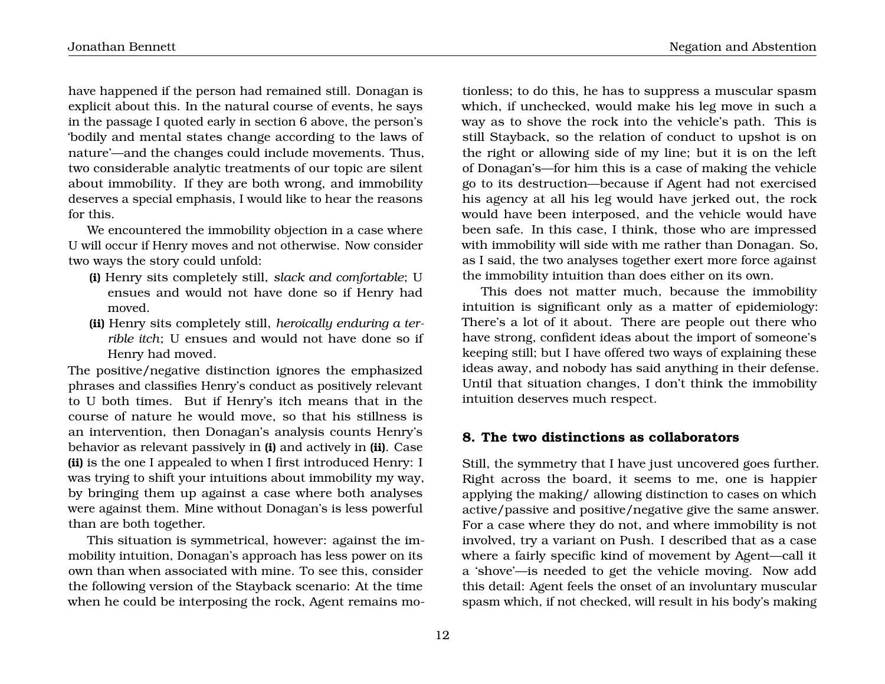have happened if the person had remained still. Donagan is explicit about this. In the natural course of events, he says in the passage I quoted early in section 6 above, the person's 'bodily and mental states change according to the laws of nature'—and the changes could include movements. Thus, two considerable analytic treatments of our topic are silent about immobility. If they are both wrong, and immobility deserves a special emphasis, I would like to hear the reasons for this.

We encountered the immobility objection in a case where U will occur if Henry moves and not otherwise. Now consider two ways the story could unfold:

**(i)** Henry sits completely still, *slack and comfortable*; U ensues and would not have done so if Henry had moved.

**(ii)** Henry sits completely still, *heroically enduring a terrible itch*; U ensues and would not have done so if Henry had moved.

The positive/negative distinction ignores the emphasized phrases and classifies Henry's conduct as positively relevant to U both times. But if Henry's itch means that in the course of nature he would move, so that his stillness is an intervention, then Donagan's analysis counts Henry's behavior as relevant passively in **(i)** and actively in **(ii)**. Case **(ii)** is the one I appealed to when I first introduced Henry: I was trying to shift your intuitions about immobility my way, by bringing them up against a case where both analyses were against them. Mine without Donagan's is less powerful than are both together.

This situation is symmetrical, however: against the immobility intuition, Donagan's approach has less power on its own than when associated with mine. To see this, consider the following version of the Stayback scenario: At the time when he could be interposing the rock, Agent remains motionless; to do this, he has to suppress a muscular spasm which, if unchecked, would make his leg move in such a way as to shove the rock into the vehicle's path. This is still Stayback, so the relation of conduct to upshot is on the right or allowing side of my line; but it is on the left of Donagan's—for him this is a case of making the vehicle go to its destruction—because if Agent had not exercised his agency at all his leg would have jerked out, the rock would have been interposed, and the vehicle would have been safe. In this case, I think, those who are impressed with immobility will side with me rather than Donagan. So, as I said, the two analyses together exert more force against the immobility intuition than does either on its own.

This does not matter much, because the immobility intuition is significant only as a matter of epidemiology: There's a lot of it about. There are people out there who have strong, confident ideas about the import of someone's keeping still; but I have offered two ways of explaining these ideas away, and nobody has said anything in their defense. Until that situation changes, I don't think the immobility intuition deserves much respect.

## 8. The two distinctions as collaborators

Still, the symmetry that I have just uncovered goes further. Right across the board, it seems to me, one is happier applying the making/ allowing distinction to cases on which active/passive and positive/negative give the same answer. For a case where they do not, and where immobility is not involved, try a variant on Push. I described that as a case where a fairly specific kind of movement by Agent—call it a 'shove'—is needed to get the vehicle moving. Now add this detail: Agent feels the onset of an involuntary muscular spasm which, if not checked, will result in his body's making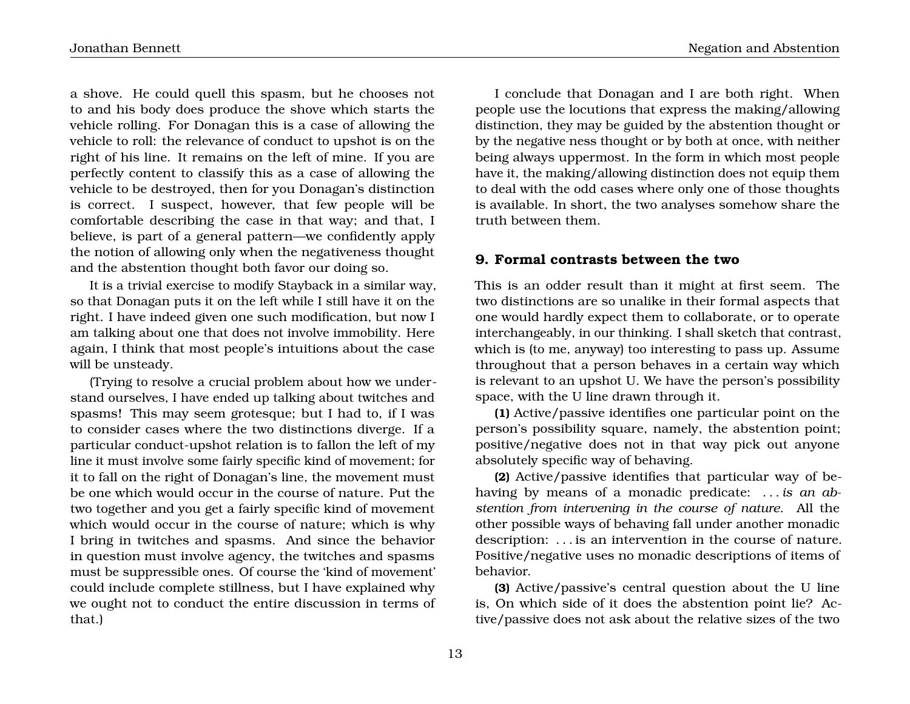a shove. He could quell this spasm, but he chooses not to and his body does produce the shove which starts the vehicle rolling. For Donagan this is a case of allowing the vehicle to roll: the relevance of conduct to upshot is on the right of his line. It remains on the left of mine. If you are perfectly content to classify this as a case of allowing the vehicle to be destroyed, then for you Donagan's distinction is correct. I suspect, however, that few people will be comfortable describing the case in that way; and that, I believe, is part of a general pattern—we confidently apply the notion of allowing only when the negativeness thought and the abstention thought both favor our doing so.

It is a trivial exercise to modify Stayback in a similar way, so that Donagan puts it on the left while I still have it on the right. I have indeed given one such modification, but now I am talking about one that does not involve immobility. Here again, I think that most people's intuitions about the case will be unsteady.

(Trying to resolve a crucial problem about how we understand ourselves, I have ended up talking about twitches and spasms! This may seem grotesque; but I had to, if I was to consider cases where the two distinctions diverge. If a particular conduct-upshot relation is to fallon the left of my line it must involve some fairly specific kind of movement; for it to fall on the right of Donagan's line, the movement must be one which would occur in the course of nature. Put the two together and you get a fairly specific kind of movement which would occur in the course of nature; which is why I bring in twitches and spasms. And since the behavior in question must involve agency, the twitches and spasms must be suppressible ones. Of course the 'kind of movement' could include complete stillness, but I have explained why we ought not to conduct the entire discussion in terms of that.)

I conclude that Donagan and I are both right. When people use the locutions that express the making/allowing distinction, they may be guided by the abstention thought or by the negative ness thought or by both at once, with neither being always uppermost. In the form in which most people have it, the making/allowing distinction does not equip them to deal with the odd cases where only one of those thoughts is available. In short, the two analyses somehow share the truth between them.

## 9. Formal contrasts between the two

This is an odder result than it might at first seem. The two distinctions are so unalike in their formal aspects that one would hardly expect them to collaborate, or to operate interchangeably, in our thinking. I shall sketch that contrast, which is (to me, anyway) too interesting to pass up. Assume throughout that a person behaves in a certain way which is relevant to an upshot U. We have the person's possibility space, with the U line drawn through it.

**(1)** Active/passive identifies one particular point on the person's possibility square, namely, the abstention point; positive/negative does not in that way pick out anyone absolutely specific way of behaving.

**(2)** Active/passive identifies that particular way of behaving by means of a monadic predicate: . . . *is an abstention from intervening in the course of nature*. All the other possible ways of behaving fall under another monadic description: . . . is an intervention in the course of nature. Positive/negative uses no monadic descriptions of items of behavior.

**(3)** Active/passive's central question about the U line is, On which side of it does the abstention point lie? Active/passive does not ask about the relative sizes of the two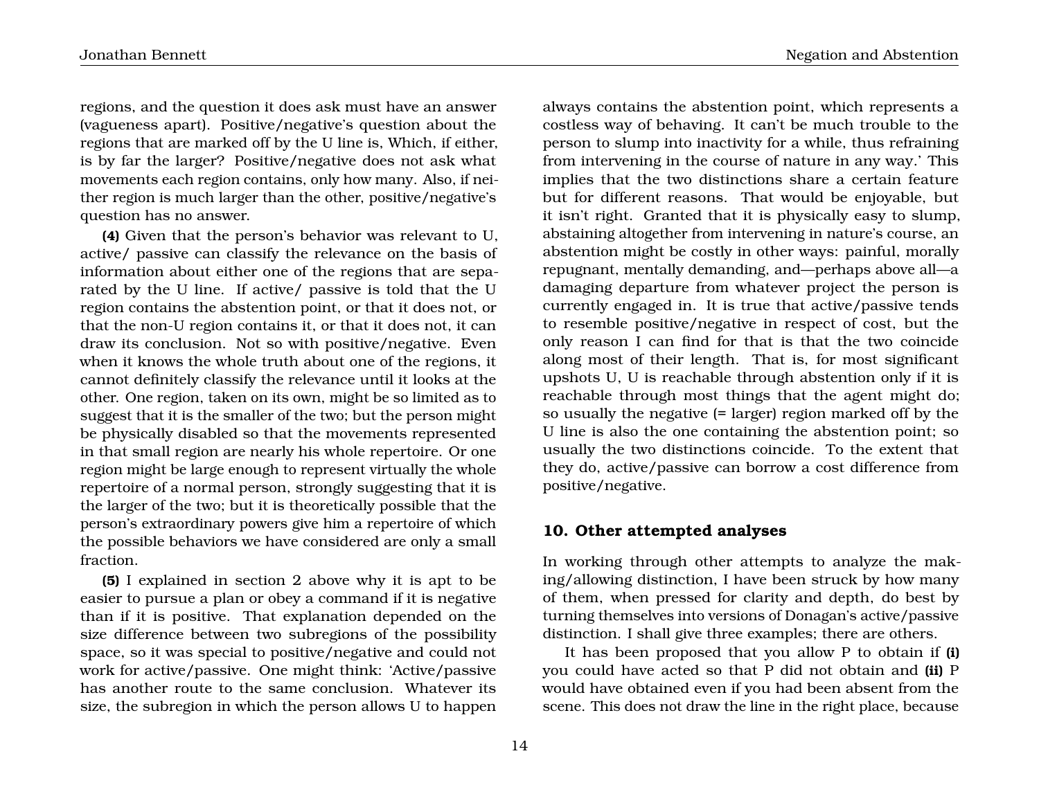regions, and the question it does ask must have an answer (vagueness apart). Positive/negative's question about the regions that are marked off by the U line is, Which, if either, is by far the larger? Positive/negative does not ask what movements each region contains, only how many. Also, if neither region is much larger than the other, positive/negative's question has no answer.

**(4)** Given that the person's behavior was relevant to U, active/ passive can classify the relevance on the basis of information about either one of the regions that are separated by the U line. If active/ passive is told that the U region contains the abstention point, or that it does not, or that the non-U region contains it, or that it does not, it can draw its conclusion. Not so with positive/negative. Even when it knows the whole truth about one of the regions, it cannot definitely classify the relevance until it looks at the other. One region, taken on its own, might be so limited as to suggest that it is the smaller of the two; but the person might be physically disabled so that the movements represented in that small region are nearly his whole repertoire. Or one region might be large enough to represent virtually the whole repertoire of a normal person, strongly suggesting that it is the larger of the two; but it is theoretically possible that the person's extraordinary powers give him a repertoire of which the possible behaviors we have considered are only a small fraction.

**(5)** I explained in section 2 above why it is apt to be easier to pursue a plan or obey a command if it is negative than if it is positive. That explanation depended on the size difference between two subregions of the possibility space, so it was special to positive/negative and could not work for active/passive. One might think: 'Active/passive has another route to the same conclusion. Whatever its size, the subregion in which the person allows U to happen always contains the abstention point, which represents a costless way of behaving. It can't be much trouble to the person to slump into inactivity for a while, thus refraining from intervening in the course of nature in any way.' This implies that the two distinctions share a certain feature but for different reasons. That would be enjoyable, but it isn't right. Granted that it is physically easy to slump, abstaining altogether from intervening in nature's course, an abstention might be costly in other ways: painful, morally repugnant, mentally demanding, and—perhaps above all—a damaging departure from whatever project the person is currently engaged in. It is true that active/passive tends to resemble positive/negative in respect of cost, but the only reason I can find for that is that the two coincide along most of their length. That is, for most significant upshots U, U is reachable through abstention only if it is reachable through most things that the agent might do; so usually the negative (= larger) region marked off by the U line is also the one containing the abstention point; so usually the two distinctions coincide. To the extent that they do, active/passive can borrow a cost difference from positive/negative.

## 10. Other attempted analyses

In working through other attempts to analyze the making/allowing distinction, I have been struck by how many of them, when pressed for clarity and depth, do best by turning themselves into versions of Donagan's active/passive distinction. I shall give three examples; there are others.

It has been proposed that you allow P to obtain if **(i)** you could have acted so that P did not obtain and **(ii)** P would have obtained even if you had been absent from the scene. This does not draw the line in the right place, because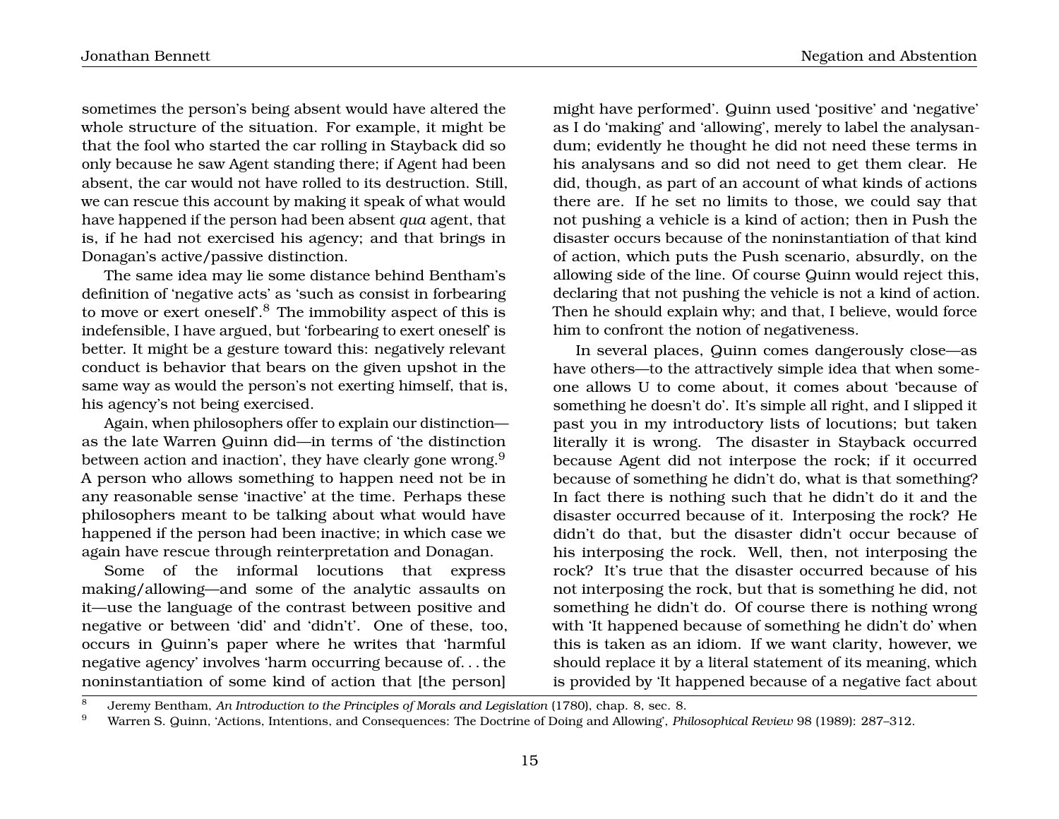sometimes the person's being absent would have altered the whole structure of the situation. For example, it might be that the fool who started the car rolling in Stayback did so only because he saw Agent standing there; if Agent had been absent, the car would not have rolled to its destruction. Still, we can rescue this account by making it speak of what would have happened if the person had been absent *qua* agent, that is, if he had not exercised his agency; and that brings in Donagan's active/passive distinction.

The same idea may lie some distance behind Bentham's definition of 'negative acts' as 'such as consist in forbearing to move or exert oneself'.[8] The immobility aspect of this is indefensible, I have argued, but 'forbearing to exert oneself' is better. It might be a gesture toward this: negatively relevant conduct is behavior that bears on the given upshot in the same way as would the person's not exerting himself, that is, his agency's not being exercised.

Again, when philosophers offer to explain our distinction—as the late Warren Quinn did—in terms of 'the distinction between action and inaction', they have clearly gone wrong.[9] A person who allows something to happen need not be in any reasonable sense 'inactive' at the time. Perhaps these philosophers meant to be talking about what would have happened if the person had been inactive; in which case we again have rescue through reinterpretation and Donagan.

Some of the informal locutions that express making/allowing—and some of the analytic assaults on it—use the language of the contrast between positive and negative or between 'did' and 'didn't'. One of these, too, occurs in Quinn's paper where he writes that 'harmful negative agency' involves 'harm occurring because of. . . the noninstantiation of some kind of action that [the person] might have performed'. Quinn used 'positive' and 'negative' as I do 'making' and 'allowing', merely to label the analysandum; evidently he thought he did not need these terms in his analysans and so did not need to get them clear. He did, though, as part of an account of what kinds of actions there are. If he set no limits to those, we could say that not pushing a vehicle is a kind of action; then in Push the disaster occurs because of the noninstantiation of that kind of action, which puts the Push scenario, absurdly, on the allowing side of the line. Of course Quinn would reject this, declaring that not pushing the vehicle is not a kind of action. Then he should explain why; and that, I believe, would force him to confront the notion of negativeness.

In several places, Quinn comes dangerously close—as have others—to the attractively simple idea that when someone allows U to come about, it comes about 'because of something he doesn't do'. It's simple all right, and I slipped it past you in my introductory lists of locutions; but taken literally it is wrong. The disaster in Stayback occurred because Agent did not interpose the rock; if it occurred because of something he didn't do, what is that something? In fact there is nothing such that he didn't do it and the disaster occurred because of it. Interposing the rock? He didn't do that, but the disaster didn't occur because of his interposing the rock. Well, then, not interposing the rock? It's true that the disaster occurred because of his not interposing the rock, but that is something he did, not something he didn't do. Of course there is nothing wrong with 'It happened because of something he didn't do' when this is taken as an idiom. If we want clarity, however, we should replace it by a literal statement of its meaning, which is provided by 'It happened because of a negative fact about

---

[8] Jeremy Bentham, *An Introduction to the Principles of Morals and Legislation* (1780), chap. 8, sec. 8.

[9] Warren S. Quinn, 'Actions, Intentions, and Consequences: The Doctrine of Doing and Allowing', *Philosophical Review* 98 (1989): 287–312.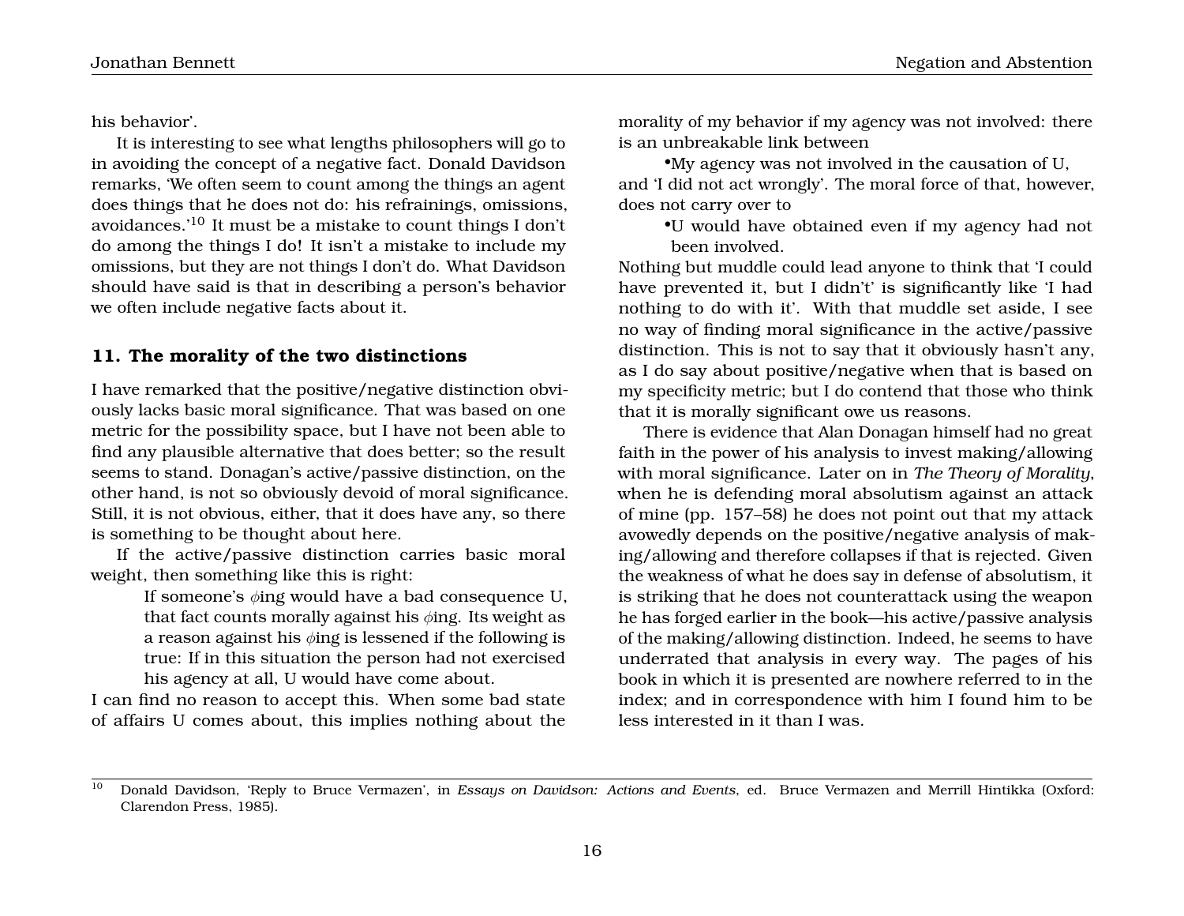his behavior'.

It is interesting to see what lengths philosophers will go to in avoiding the concept of a negative fact. Donald Davidson remarks, 'We often seem to count among the things an agent does things that he does not do: his refrainings, omissions, avoidances.'[10] It must be a mistake to count things I don't do among the things I do! It isn't a mistake to include my omissions, but they are not things I don't do. What Davidson should have said is that in describing a person's behavior we often include negative facts about it.

## 11. The morality of the two distinctions

I have remarked that the positive/negative distinction obviously lacks basic moral significance. That was based on one metric for the possibility space, but I have not been able to find any plausible alternative that does better; so the result seems to stand. Donagan's active/passive distinction, on the other hand, is not so obviously devoid of moral significance. Still, it is not obvious, either, that it does have any, so there is something to be thought about here.

If the active/passive distinction carries basic moral weight, then something like this is right:

> If someone's $\phi$ing would have a bad consequence U, that fact counts morally against his $\phi$ing. Its weight as a reason against his $\phi$ing is lessened if the following is true: If in this situation the person had not exercised his agency at all, U would have come about.

I can find no reason to accept this. When some bad state of affairs U comes about, this implies nothing about the morality of my behavior if my agency was not involved: there is an unbreakable link between

- My agency was not involved in the causation of U,

and 'I did not act wrongly'. The moral force of that, however, does not carry over to

- U would have obtained even if my agency had not been involved.

Nothing but muddle could lead anyone to think that 'I could have prevented it, but I didn't' is significantly like 'I had nothing to do with it'. With that muddle set aside, I see no way of finding moral significance in the active/passive distinction. This is not to say that it obviously hasn't any, as I do say about positive/negative when that is based on my specificity metric; but I do contend that those who think that it is morally significant owe us reasons.

There is evidence that Alan Donagan himself had no great faith in the power of his analysis to invest making/allowing with moral significance. Later on in *The Theory of Morality*, when he is defending moral absolutism against an attack of mine (pp. 157–58) he does not point out that my attack avowedly depends on the positive/negative analysis of making/allowing and therefore collapses if that is rejected. Given the weakness of what he does say in defense of absolutism, it is striking that he does not counterattack using the weapon he has forged earlier in the book—his active/passive analysis of the making/allowing distinction. Indeed, he seems to have underrated that analysis in every way. The pages of his book in which it is presented are nowhere referred to in the index; and in correspondence with him I found him to be less interested in it than I was.

[10] Donald Davidson, 'Reply to Bruce Vermazen', in *Essays on Davidson: Actions and Events*, ed. Bruce Vermazen and Merrill Hintikka (Oxford: Clarendon Press, 1985).